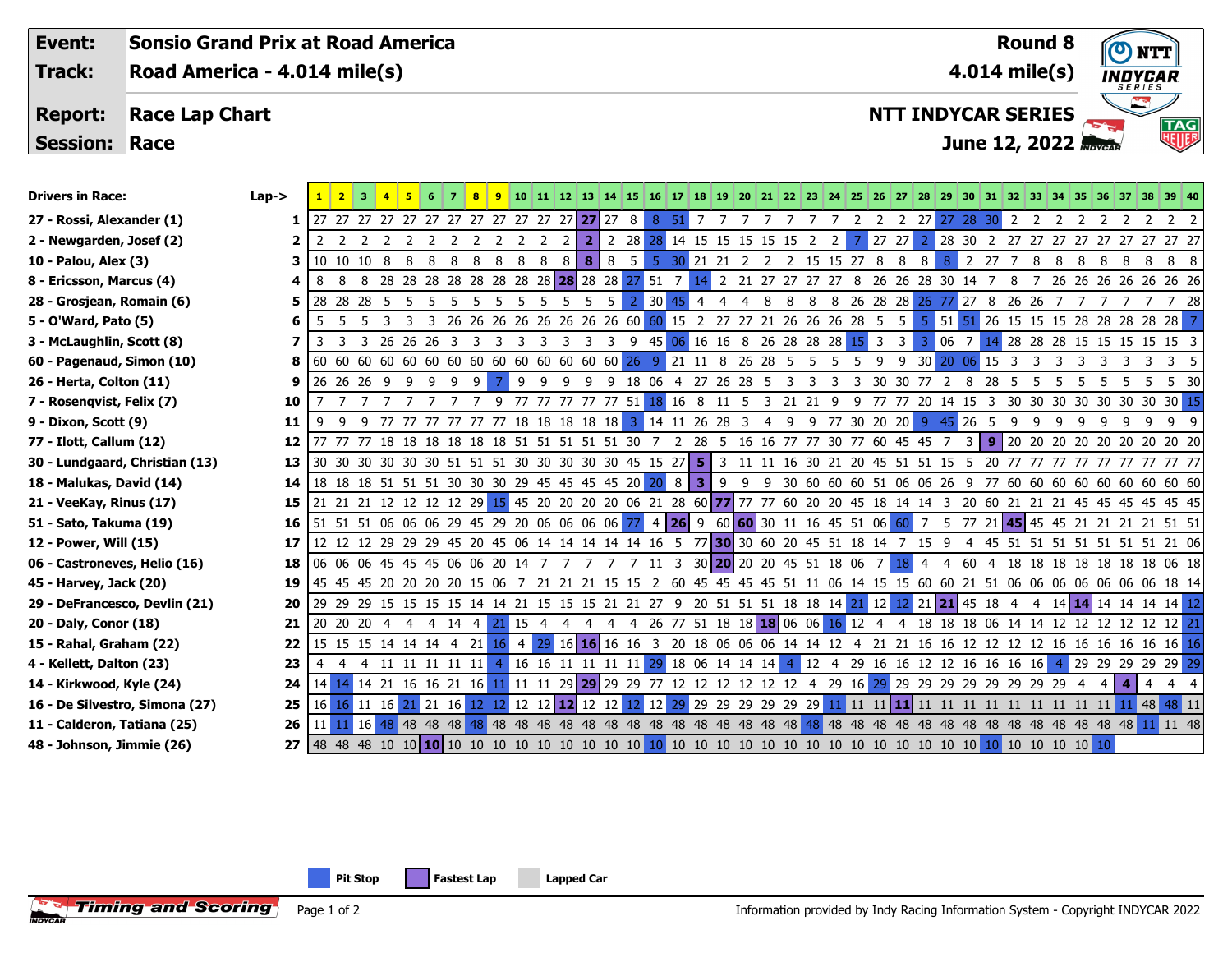| Event: | Sonsio Grand Prix at Road America | Round 8 |
|---|---|---|
| Track: | Road America - 4.014 mile(s) | 4.014 mile(s) |
| Report: | Race Lap Chart | NTT INDYCAR SERIES |
| Session: | Race | June 12, 2022 |

| Drivers in Race: | Lap-> | 1 | 2 | 3 | 4 | 5 | 6 | 7 | 8 | 9 | 10 | 11 | 12 | 13 | 14 | 15 | 16 | 17 | 18 | 19 | 20 | 21 | 22 | 23 | 24 | 25 | 26 | 27 | 28 | 29 | 30 | 31 | 32 | 33 | 34 | 35 | 36 | 37 | 38 | 39 | 40 |
|---|---|---|---|---|---|---|---|---|---|---|---|---|---|---|---|---|---|---|---|---|---|---|---|---|---|---|---|---|---|---|---|---|---|---|---|---|---|---|---|---|---|
| 27 - Rossi, Alexander (1) | 1 | 27 | 27 | 27 | 27 | 27 | 27 | 27 | 27 | 27 | 27 | 27 | 27 | 27 | 27 | 8 | 8 | 51 | 7 | 7 | 7 | 7 | 7 | 7 | 7 | 2 | 2 | 2 | 27 | 27 | 28 | 30 | 2 | 2 | 2 | 2 | 2 | 2 | 2 | 2 | 2 |
| 2 - Newgarden, Josef (2) | 2 | 2 | 2 | 2 | 2 | 2 | 2 | 2 | 2 | 2 | 2 | 2 | 2 | 2 | 2 | 28 | 28 | 14 | 15 | 15 | 15 | 15 | 15 | 2 | 2 | 7 | 27 | 27 | 2 | 28 | 30 | 2 | 27 | 27 | 27 | 27 | 27 | 27 | 27 | 27 | 27 |
| 10 - Palou, Alex (3) | 3 | 10 | 10 | 10 | 8 | 8 | 8 | 8 | 8 | 8 | 8 | 8 | 8 | 8 | 8 | 5 | 5 | 30 | 21 | 21 | 2 | 2 | 2 | 15 | 15 | 27 | 8 | 8 | 8 | 8 | 2 | 27 | 7 | 8 | 8 | 8 | 8 | 8 | 8 | 8 | 8 |
| 8 - Ericsson, Marcus (4) | 4 | 8 | 8 | 8 | 28 | 28 | 28 | 28 | 28 | 28 | 28 | 28 | 28 | 28 | 28 | 28 | 27 | 51 | 7 | 14 | 2 | 21 | 27 | 27 | 27 | 27 | 8 | 26 | 26 | 28 | 30 | 14 | 7 | 8 | 7 | 26 | 26 | 26 | 26 | 26 | 26 |
| 28 - Grosjean, Romain (6) | 5 | 28 | 28 | 28 | 5 | 5 | 5 | 5 | 5 | 5 | 5 | 5 | 5 | 5 | 5 | 2 | 30 | 45 | 4 | 4 | 4 | 8 | 8 | 8 | 8 | 8 | 26 | 28 | 28 | 26 | 77 | 27 | 8 | 26 | 26 | 7 | 7 | 7 | 7 | 7 | 28 |
| 5 - O'Ward, Pato (5) | 6 | 5 | 5 | 5 | 3 | 3 | 3 | 26 | 26 | 26 | 26 | 26 | 26 | 26 | 26 | 60 | 60 | 15 | 2 | 27 | 27 | 21 | 26 | 26 | 26 | 28 | 5 | 5 | 5 | 51 | 51 | 26 | 15 | 15 | 15 | 28 | 28 | 28 | 28 | 28 | 7 |
| 3 - McLaughlin, Scott (8) | 7 | 3 | 3 | 3 | 26 | 26 | 26 | 3 | 3 | 3 | 3 | 3 | 3 | 3 | 3 | 9 | 45 | 06 | 16 | 16 | 8 | 26 | 28 | 28 | 28 | 15 | 3 | 3 | 3 | 06 | 7 | 14 | 28 | 28 | 28 | 15 | 15 | 15 | 15 | 15 | 3 |
| 60 - Pagenaud, Simon (10) | 8 | 60 | 60 | 60 | 60 | 60 | 60 | 60 | 60 | 60 | 60 | 60 | 60 | 60 | 60 | 26 | 9 | 21 | 11 | 8 | 26 | 28 | 5 | 5 | 5 | 5 | 9 | 9 | 30 | 20 | 06 | 15 | 3 | 3 | 3 | 3 | 3 | 3 | 3 | 3 | 5 |
| 26 - Herta, Colton (11) | 9 | 26 | 26 | 26 | 9 | 9 | 9 | 9 | 9 | 7 | 9 | 9 | 9 | 9 | 9 | 18 | 06 | 4 | 27 | 26 | 28 | 5 | 3 | 3 | 3 | 3 | 30 | 30 | 77 | 2 | 8 | 28 | 5 | 5 | 5 | 5 | 5 | 5 | 5 | 5 | 30 |
| 7 - Rosenqvist, Felix (7) | 10 | 7 | 7 | 7 | 7 | 7 | 7 | 7 | 7 | 9 | 77 | 77 | 77 | 77 | 77 | 51 | 18 | 16 | 8 | 11 | 5 | 3 | 21 | 21 | 9 | 9 | 77 | 77 | 20 | 14 | 15 | 3 | 30 | 30 | 30 | 30 | 30 | 30 | 30 | 30 | 15 |
| 9 - Dixon, Scott (9) | 11 | 9 | 9 | 9 | 77 | 77 | 77 | 77 | 77 | 77 | 18 | 18 | 18 | 18 | 18 | 3 | 14 | 11 | 26 | 28 | 3 | 4 | 9 | 9 | 77 | 30 | 20 | 20 | 9 | 45 | 26 | 5 | 9 | 9 | 9 | 9 | 9 | 9 | 9 | 9 | 9 |
| 77 - Ilott, Callum (12) | 12 | 77 | 77 | 77 | 18 | 18 | 18 | 18 | 18 | 18 | 51 | 51 | 51 | 51 | 51 | 30 | 7 | 2 | 28 | 5 | 16 | 16 | 77 | 77 | 30 | 77 | 60 | 45 | 45 | 7 | 3 | 9 | 20 | 20 | 20 | 20 | 20 | 20 | 20 | 20 | 20 |
| 30 - Lundgaard, Christian (13) | 13 | 30 | 30 | 30 | 30 | 30 | 30 | 51 | 51 | 30 | 30 | 30 | 30 | 30 | 30 | 45 | 15 | 27 | 5 | 3 | 11 | 11 | 16 | 30 | 21 | 20 | 45 | 51 | 51 | 15 | 5 | 20 | 77 | 77 | 77 | 77 | 77 | 77 | 77 | 77 | 77 |
| 18 - Malukas, David (14) | 14 | 18 | 18 | 18 | 51 | 51 | 51 | 30 | 30 | 30 | 29 | 45 | 45 | 45 | 45 | 20 | 20 | 8 | 3 | 9 | 9 | 9 | 30 | 60 | 60 | 60 | 51 | 06 | 06 | 26 | 9 | 77 | 60 | 60 | 60 | 60 | 60 | 60 | 60 | 60 | 60 |
| 21 - VeeKay, Rinus (17) | 15 | 21 | 21 | 21 | 12 | 12 | 12 | 12 | 29 | 15 | 45 | 20 | 20 | 20 | 20 | 06 | 21 | 28 | 60 | 77 | 77 | 77 | 60 | 20 | 20 | 45 | 18 | 14 | 14 | 3 | 20 | 60 | 21 | 21 | 21 | 45 | 45 | 45 | 45 | 45 | 45 |
| 51 - Sato, Takuma (19) | 16 | 51 | 51 | 51 | 06 | 06 | 06 | 29 | 45 | 29 | 20 | 06 | 06 | 06 | 06 | 77 | 4 | 26 | 9 | 60 | 60 | 30 | 11 | 16 | 45 | 51 | 06 | 60 | 7 | 5 | 77 | 21 | 45 | 45 | 45 | 21 | 21 | 21 | 21 | 51 | 51 |
| 12 - Power, Will (15) | 17 | 12 | 12 | 12 | 29 | 29 | 29 | 45 | 20 | 45 | 06 | 14 | 14 | 14 | 14 | 14 | 16 | 5 | 77 | 30 | 30 | 60 | 20 | 45 | 51 | 18 | 14 | 7 | 15 | 9 | 4 | 45 | 51 | 51 | 51 | 51 | 51 | 51 | 51 | 21 | 06 |
| 06 - Castroneves, Helio (16) | 18 | 06 | 06 | 06 | 45 | 45 | 45 | 06 | 06 | 20 | 14 | 7 | 7 | 7 | 7 | 7 | 11 | 3 | 30 | 20 | 20 | 20 | 45 | 51 | 18 | 06 | 7 | 18 | 4 | 4 | 60 | 4 | 18 | 18 | 18 | 18 | 18 | 18 | 18 | 06 | 18 |
| 45 - Harvey, Jack (20) | 19 | 45 | 45 | 45 | 20 | 20 | 20 | 20 | 15 | 06 | 7 | 21 | 21 | 21 | 15 | 15 | 2 | 60 | 45 | 45 | 45 | 45 | 51 | 11 | 06 | 14 | 15 | 15 | 60 | 60 | 21 | 51 | 06 | 06 | 06 | 06 | 06 | 06 | 06 | 18 | 14 |
| 29 - DeFrancesco, Devlin (21) | 20 | 29 | 29 | 29 | 15 | 15 | 15 | 14 | 14 | 21 | 15 | 15 | 15 | 15 | 21 | 21 | 27 | 9 | 20 | 51 | 51 | 51 | 18 | 18 | 14 | 21 | 12 | 12 | 21 | 21 | 45 | 18 | 4 | 4 | 14 | 14 | 14 | 14 | 14 | 14 | 12 |
| 20 - Daly, Conor (18) | 21 | 20 | 20 | 20 | 4 | 4 | 4 | 4 | 14 | 4 | 21 | 15 | 4 | 4 | 4 | 4 | 26 | 77 | 51 | 18 | 18 | 18 | 06 | 06 | 16 | 12 | 4 | 4 | 18 | 18 | 18 | 06 | 14 | 14 | 12 | 12 | 12 | 12 | 12 | 12 | 21 |
| 15 - Rahal, Graham (22) | 22 | 15 | 15 | 15 | 14 | 14 | 14 | 4 | 21 | 16 | 4 | 29 | 16 | 16 | 16 | 16 | 3 | 20 | 18 | 06 | 06 | 06 | 14 | 14 | 12 | 4 | 21 | 21 | 16 | 16 | 12 | 12 | 12 | 12 | 16 | 16 | 16 | 16 | 16 | 16 | 16 |
| 4 - Kellett, Dalton (23) | 23 | 4 | 4 | 4 | 11 | 11 | 11 | 11 | 11 | 4 | 16 | 16 | 11 | 11 | 11 | 11 | 29 | 18 | 06 | 14 | 14 | 14 | 4 | 12 | 4 | 29 | 16 | 16 | 12 | 12 | 16 | 16 | 16 | 16 | 4 | 29 | 29 | 29 | 29 | 29 | 29 |
| 14 - Kirkwood, Kyle (24) | 24 | 14 | 14 | 14 | 21 | 16 | 16 | 21 | 16 | 11 | 11 | 11 | 29 | 29 | 29 | 29 | 77 | 12 | 12 | 12 | 12 | 12 | 12 | 4 | 29 | 16 | 29 | 29 | 29 | 29 | 29 | 29 | 29 | 29 | 29 | 4 | 4 | 4 | 4 | 4 | 4 |
| 16 - De Silvestro, Simona (27) | 25 | 16 | 16 | 11 | 16 | 21 | 21 | 16 | 12 | 12 | 12 | 12 | 12 | 12 | 12 | 12 | 12 | 29 | 29 | 29 | 29 | 29 | 29 | 29 | 11 | 11 | 11 | 11 | 11 | 11 | 11 | 11 | 11 | 11 | 11 | 11 | 11 | 11 | 48 | 48 | 11 |
| 11 - Calderon, Tatiana (25) | 26 | 11 | 11 | 16 | 48 | 48 | 48 | 48 | 48 | 48 | 48 | 48 | 48 | 48 | 48 | 48 | 48 | 48 | 48 | 48 | 48 | 48 | 48 | 48 | 48 | 48 | 48 | 48 | 48 | 48 | 48 | 48 | 48 | 48 | 48 | 48 | 48 | 48 | 11 | 11 | 48 |
| 48 - Johnson, Jimmie (26) | 27 | 48 | 48 | 48 | 10 | 10 | 10 | 10 | 10 | 10 | 10 | 10 | 10 | 10 | 10 | 10 | 10 | 10 | 10 | 10 | 10 | 10 | 10 | 10 | 10 | 10 | 10 | 10 | 10 | 10 | 10 | 10 | 10 | 10 | 10 | 10 | 10 | | | | |

Pit Stop | Fastest Lap | Lapped Car

Information provided by Indy Racing Information System - Copyright INDYCAR 2022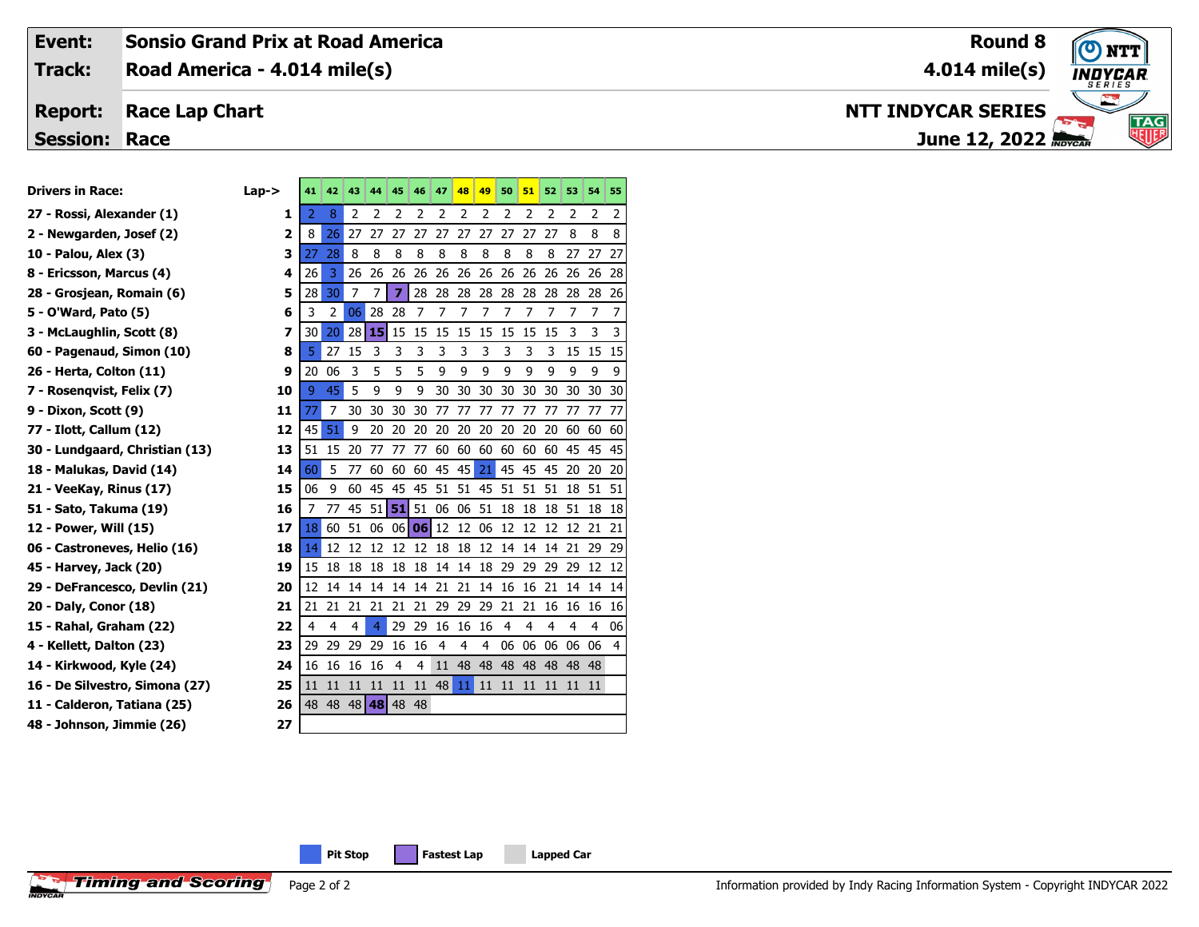| | |
|---|---|
| **Event:** | **Sonsio Grand Prix at Road America** |
| **Track:** | **Road America - 4.014 mile(s)** |
| **Report:** | **Race Lap Chart** |
| **Session:** | **Race** |

**Round 8**
**4.014 mile(s)**
**NTT INDYCAR SERIES**
**June 12, 2022**

| Drivers in Race: | Lap-> | 41 | 42 | 43 | 44 | 45 | 46 | 47 | 48 | 49 | 50 | 51 | 52 | 53 | 54 | 55 |
|---|---|---|---|---|---|---|---|---|---|---|---|---|---|---|---|---|
| 27 - Rossi, Alexander (1) | 1 | 2 | 8 | 2 | 2 | 2 | 2 | 2 | 2 | 2 | 2 | 2 | 2 | 2 | 2 | 2 |
| 2 - Newgarden, Josef (2) | 2 | 8 | 26 | 27 | 27 | 27 | 27 | 27 | 27 | 27 | 27 | 27 | 27 | 8 | 8 | 8 |
| 10 - Palou, Alex (3) | 3 | 27 | 28 | 8 | 8 | 8 | 8 | 8 | 8 | 8 | 8 | 8 | 8 | 27 | 27 | 27 |
| 8 - Ericsson, Marcus (4) | 4 | 26 | 3 | 26 | 26 | 26 | 26 | 26 | 26 | 26 | 26 | 26 | 26 | 26 | 26 | 28 |
| 28 - Grosjean, Romain (6) | 5 | 28 | 30 | 7 | 7 | 7 | 28 | 28 | 28 | 28 | 28 | 28 | 28 | 28 | 28 | 26 |
| 5 - O'Ward, Pato (5) | 6 | 3 | 2 | 06 | 28 | 28 | 7 | 7 | 7 | 7 | 7 | 7 | 7 | 7 | 7 | 7 |
| 3 - McLaughlin, Scott (8) | 7 | 30 | 20 | 28 | 15 | 15 | 15 | 15 | 15 | 15 | 15 | 15 | 15 | 3 | 3 | 3 |
| 60 - Pagenaud, Simon (10) | 8 | 5 | 27 | 15 | 3 | 3 | 3 | 3 | 3 | 3 | 3 | 3 | 3 | 15 | 15 | 15 |
| 26 - Herta, Colton (11) | 9 | 20 | 06 | 3 | 5 | 5 | 5 | 9 | 9 | 9 | 9 | 9 | 9 | 9 | 9 | 9 |
| 7 - Rosenqvist, Felix (7) | 10 | 9 | 45 | 5 | 9 | 9 | 9 | 30 | 30 | 30 | 30 | 30 | 30 | 30 | 30 | 30 |
| 9 - Dixon, Scott (9) | 11 | 77 | 7 | 30 | 30 | 30 | 30 | 77 | 77 | 77 | 77 | 77 | 77 | 77 | 77 | 77 |
| 77 - Ilott, Callum (12) | 12 | 45 | 51 | 9 | 20 | 20 | 20 | 20 | 20 | 20 | 20 | 20 | 20 | 60 | 60 | 60 |
| 30 - Lundgaard, Christian (13) | 13 | 51 | 15 | 20 | 77 | 77 | 77 | 60 | 60 | 60 | 60 | 60 | 60 | 45 | 45 | 45 |
| 18 - Malukas, David (14) | 14 | 60 | 5 | 77 | 60 | 60 | 60 | 45 | 45 | 21 | 45 | 45 | 45 | 20 | 20 | 20 |
| 21 - VeeKay, Rinus (17) | 15 | 06 | 9 | 60 | 45 | 45 | 45 | 51 | 51 | 45 | 51 | 51 | 51 | 18 | 51 | 51 |
| 51 - Sato, Takuma (19) | 16 | 7 | 77 | 45 | 51 | 51 | 51 | 06 | 06 | 51 | 18 | 18 | 18 | 51 | 18 | 18 |
| 12 - Power, Will (15) | 17 | 18 | 60 | 51 | 06 | 06 | 06 | 12 | 12 | 06 | 12 | 12 | 12 | 12 | 21 | 21 |
| 06 - Castroneves, Helio (16) | 18 | 14 | 12 | 12 | 12 | 12 | 12 | 18 | 18 | 12 | 14 | 14 | 14 | 21 | 29 | 29 |
| 45 - Harvey, Jack (20) | 19 | 15 | 18 | 18 | 18 | 18 | 18 | 14 | 14 | 18 | 29 | 29 | 29 | 29 | 12 | 12 |
| 29 - DeFrancesco, Devlin (21) | 20 | 12 | 14 | 14 | 14 | 14 | 14 | 21 | 21 | 14 | 16 | 16 | 21 | 14 | 14 | 14 |
| 20 - Daly, Conor (18) | 21 | 21 | 21 | 21 | 21 | 21 | 21 | 29 | 29 | 29 | 21 | 21 | 16 | 16 | 16 | 16 |
| 15 - Rahal, Graham (22) | 22 | 4 | 4 | 4 | 4 | 29 | 29 | 16 | 16 | 16 | 4 | 4 | 4 | 4 | 4 | 06 |
| 4 - Kellett, Dalton (23) | 23 | 29 | 29 | 29 | 29 | 16 | 16 | 4 | 4 | 4 | 06 | 06 | 06 | 06 | 06 | 4 |
| 14 - Kirkwood, Kyle (24) | 24 | 16 | 16 | 16 | 16 | 4 | 4 | 11 | 48 | 48 | 48 | 48 | 48 | 48 | 48 | |
| 16 - De Silvestro, Simona (27) | 25 | 11 | 11 | 11 | 11 | 11 | 11 | 48 | 11 | 11 | 11 | 11 | 11 | 11 | 11 | |
| 11 - Calderon, Tatiana (25) | 26 | 48 | 48 | 48 | 48 | 48 | 48 | | | | | | | | | |
| 48 - Johnson, Jimmie (26) | 27 | | | | | | | | | | | | | | | |

Pit Stop | Fastest Lap | Lapped Car

Information provided by Indy Racing Information System - Copyright INDYCAR 2022